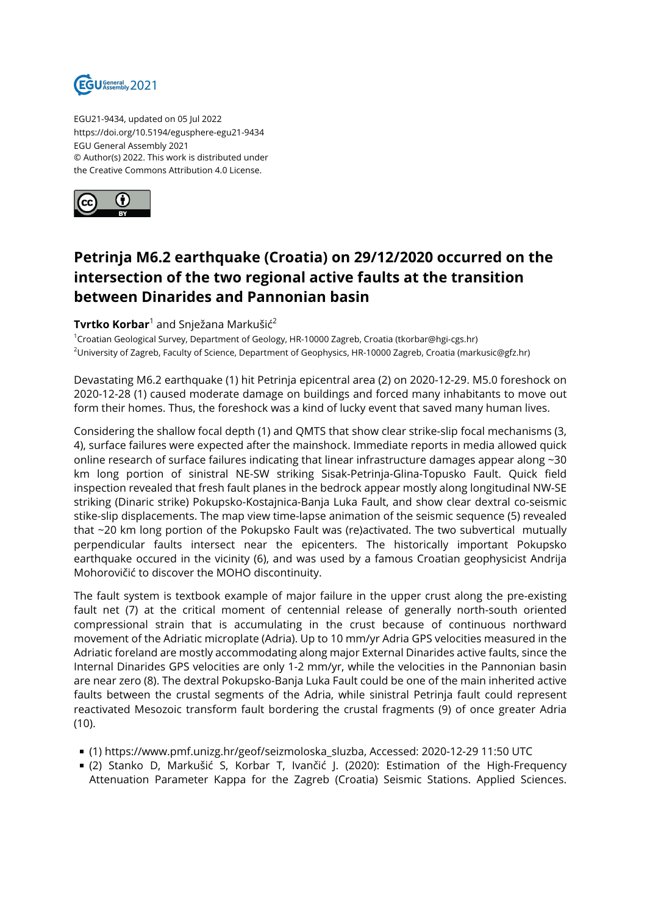EGU21-9434, updated on 05 Jul 2022
https://doi.org/10.5194/egusphere-egu21-9434
EGU General Assembly 2021
© Author(s) 2022. This work is distributed under
the Creative Commons Attribution 4.0 License.

# Petrinja M6.2 earthquake (Croatia) on 29/12/2020 occurred on the intersection of the two regional active faults at the transition between Dinarides and Pannonian basin

**Tvrtko Korbar**[1] and Snježana Markušić[2]

[1]Croatian Geological Survey, Department of Geology, HR-10000 Zagreb, Croatia (tkorbar@hgi-cgs.hr)
[2]University of Zagreb, Faculty of Science, Department of Geophysics, HR-10000 Zagreb, Croatia (markusic@gfz.hr)

Devastating M6.2 earthquake (1) hit Petrinja epicentral area (2) on 2020-12-29. M5.0 foreshock on 2020-12-28 (1) caused moderate damage on buildings and forced many inhabitants to move out form their homes. Thus, the foreshock was a kind of lucky event that saved many human lives.

Considering the shallow focal depth (1) and QMTS that show clear strike-slip focal mechanisms (3, 4), surface failures were expected after the mainshock. Immediate reports in media allowed quick online research of surface failures indicating that linear infrastructure damages appear along ~30 km long portion of sinistral NE-SW striking Sisak-Petrinja-Glina-Topusko Fault. Quick field inspection revealed that fresh fault planes in the bedrock appear mostly along longitudinal NW-SE striking (Dinaric strike) Pokupsko-Kostajnica-Banja Luka Fault, and show clear dextral co-seismic stike-slip displacements. The map view time-lapse animation of the seismic sequence (5) revealed that ~20 km long portion of the Pokupsko Fault was (re)activated. The two subvertical mutually perpendicular faults intersect near the epicenters. The historically important Pokupsko earthquake occured in the vicinity (6), and was used by a famous Croatian geophysicist Andrija Mohorovičić to discover the MOHO discontinuity.

The fault system is textbook example of major failure in the upper crust along the pre-existing fault net (7) at the critical moment of centennial release of generally north-south oriented compressional strain that is accumulating in the crust because of continuous northward movement of the Adriatic microplate (Adria). Up to 10 mm/yr Adria GPS velocities measured in the Adriatic foreland are mostly accommodating along major External Dinarides active faults, since the Internal Dinarides GPS velocities are only 1-2 mm/yr, while the velocities in the Pannonian basin are near zero (8). The dextral Pokupsko-Banja Luka Fault could be one of the main inherited active faults between the crustal segments of the Adria, while sinistral Petrinja fault could represent reactivated Mesozoic transform fault bordering the crustal fragments (9) of once greater Adria (10).

- (1) https://www.pmf.unizg.hr/geof/seizmoloska_sluzba, Accessed: 2020-12-29 11:50 UTC
- (2) Stanko D, Markušić S, Korbar T, Ivančić J. (2020): Estimation of the High-Frequency Attenuation Parameter Kappa for the Zagreb (Croatia) Seismic Stations. Applied Sciences.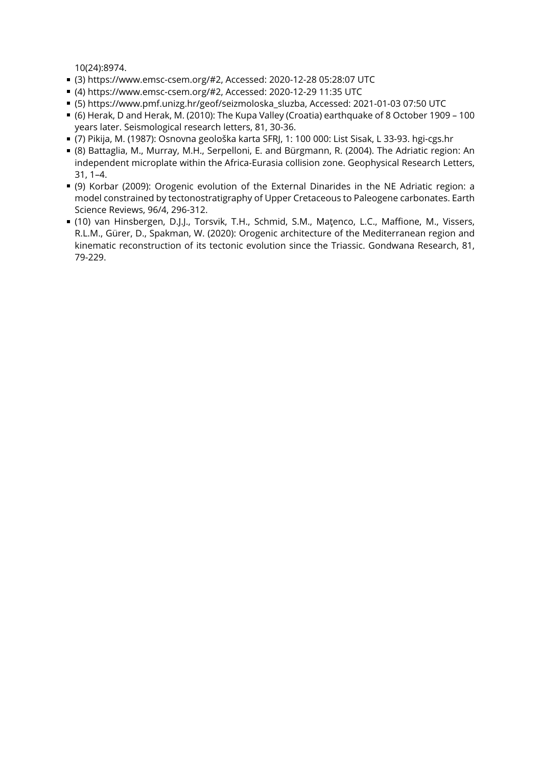10(24):8974.

- (3) https://www.emsc-csem.org/#2, Accessed: 2020-12-28 05:28:07 UTC
- (4) https://www.emsc-csem.org/#2, Accessed: 2020-12-29 11:35 UTC
- (5) https://www.pmf.unizg.hr/geof/seizmoloska_sluzba, Accessed: 2021-01-03 07:50 UTC
- (6) Herak, D and Herak, M. (2010): The Kupa Valley (Croatia) earthquake of 8 October 1909 – 100 years later. Seismological research letters, 81, 30-36.
- (7) Pikija, M. (1987): Osnovna geološka karta SFRJ, 1: 100 000: List Sisak, L 33-93. hgi-cgs.hr
- (8) Battaglia, M., Murray, M.H., Serpelloni, E. and Bürgmann, R. (2004). The Adriatic region: An independent microplate within the Africa-Eurasia collision zone. Geophysical Research Letters, 31, 1–4.
- (9) Korbar (2009): Orogenic evolution of the External Dinarides in the NE Adriatic region: a model constrained by tectonostratigraphy of Upper Cretaceous to Paleogene carbonates. Earth Science Reviews, 96/4, 296-312.
- (10) van Hinsbergen, D.J.J., Torsvik, T.H., Schmid, S.M., Maţenco, L.C., Maffione, M., Vissers, R.L.M., Gürer, D., Spakman, W. (2020): Orogenic architecture of the Mediterranean region and kinematic reconstruction of its tectonic evolution since the Triassic. Gondwana Research, 81, 79-229.